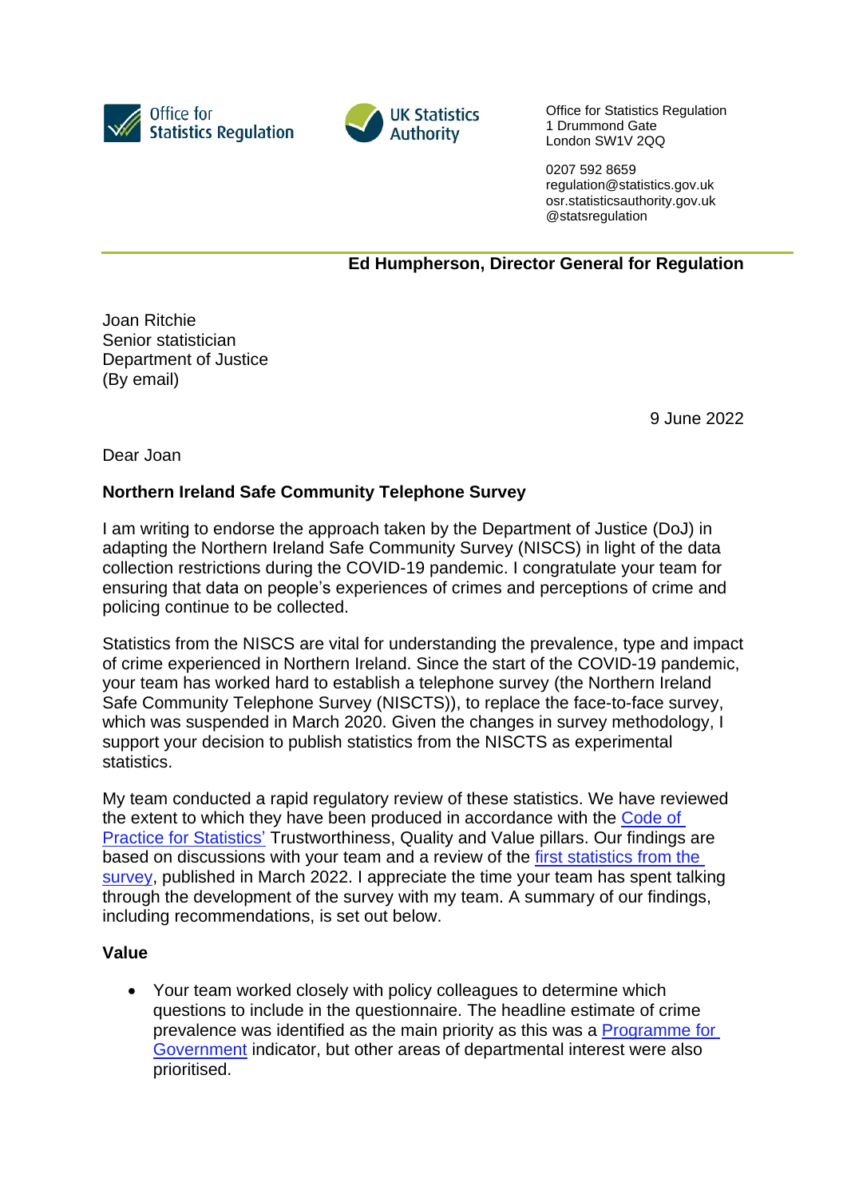Office for Statistics Regulation

UK Statistics Authority

Office for Statistics Regulation
1 Drummond Gate
London SW1V 2QQ

0207 592 8659
regulation@statistics.gov.uk
osr.statisticsauthority.gov.uk
@statsregulation

**Ed Humpherson, Director General for Regulation**

Joan Ritchie
Senior statistician
Department of Justice
(By email)

9 June 2022

Dear Joan

**Northern Ireland Safe Community Telephone Survey**

I am writing to endorse the approach taken by the Department of Justice (DoJ) in adapting the Northern Ireland Safe Community Survey (NISCS) in light of the data collection restrictions during the COVID-19 pandemic. I congratulate your team for ensuring that data on people's experiences of crimes and perceptions of crime and policing continue to be collected.

Statistics from the NISCS are vital for understanding the prevalence, type and impact of crime experienced in Northern Ireland. Since the start of the COVID-19 pandemic, your team has worked hard to establish a telephone survey (the Northern Ireland Safe Community Telephone Survey (NISCTS)), to replace the face-to-face survey, which was suspended in March 2020. Given the changes in survey methodology, I support your decision to publish statistics from the NISCTS as experimental statistics.

My team conducted a rapid regulatory review of these statistics. We have reviewed the extent to which they have been produced in accordance with the Code of Practice for Statistics' Trustworthiness, Quality and Value pillars. Our findings are based on discussions with your team and a review of the first statistics from the survey, published in March 2022. I appreciate the time your team has spent talking through the development of the survey with my team. A summary of our findings, including recommendations, is set out below.

**Value**

- Your team worked closely with policy colleagues to determine which questions to include in the questionnaire. The headline estimate of crime prevalence was identified as the main priority as this was a Programme for Government indicator, but other areas of departmental interest were also prioritised.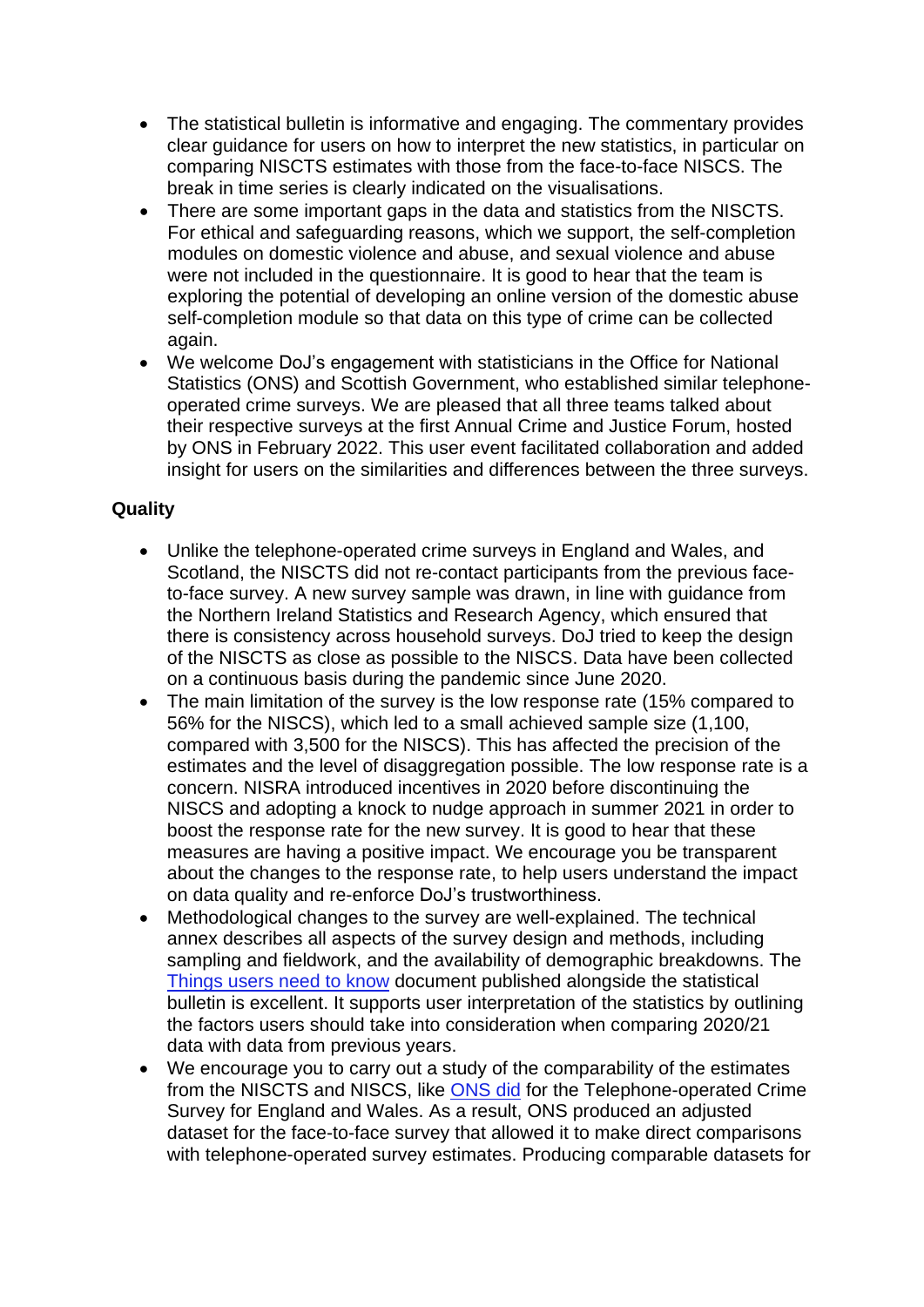- The statistical bulletin is informative and engaging. The commentary provides clear guidance for users on how to interpret the new statistics, in particular on comparing NISCTS estimates with those from the face-to-face NISCS. The break in time series is clearly indicated on the visualisations.
- There are some important gaps in the data and statistics from the NISCTS. For ethical and safeguarding reasons, which we support, the self-completion modules on domestic violence and abuse, and sexual violence and abuse were not included in the questionnaire. It is good to hear that the team is exploring the potential of developing an online version of the domestic abuse self-completion module so that data on this type of crime can be collected again.
- We welcome DoJ's engagement with statisticians in the Office for National Statistics (ONS) and Scottish Government, who established similar telephone-operated crime surveys. We are pleased that all three teams talked about their respective surveys at the first Annual Crime and Justice Forum, hosted by ONS in February 2022. This user event facilitated collaboration and added insight for users on the similarities and differences between the three surveys.

**Quality**

- Unlike the telephone-operated crime surveys in England and Wales, and Scotland, the NISCTS did not re-contact participants from the previous face-to-face survey. A new survey sample was drawn, in line with guidance from the Northern Ireland Statistics and Research Agency, which ensured that there is consistency across household surveys. DoJ tried to keep the design of the NISCTS as close as possible to the NISCS. Data have been collected on a continuous basis during the pandemic since June 2020.
- The main limitation of the survey is the low response rate (15% compared to 56% for the NISCS), which led to a small achieved sample size (1,100, compared with 3,500 for the NISCS). This has affected the precision of the estimates and the level of disaggregation possible. The low response rate is a concern. NISRA introduced incentives in 2020 before discontinuing the NISCS and adopting a knock to nudge approach in summer 2021 in order to boost the response rate for the new survey. It is good to hear that these measures are having a positive impact. We encourage you be transparent about the changes to the response rate, to help users understand the impact on data quality and re-enforce DoJ's trustworthiness.
- Methodological changes to the survey are well-explained. The technical annex describes all aspects of the survey design and methods, including sampling and fieldwork, and the availability of demographic breakdowns. The Things users need to know document published alongside the statistical bulletin is excellent. It supports user interpretation of the statistics by outlining the factors users should take into consideration when comparing 2020/21 data with data from previous years.
- We encourage you to carry out a study of the comparability of the estimates from the NISCTS and NISCS, like ONS did for the Telephone-operated Crime Survey for England and Wales. As a result, ONS produced an adjusted dataset for the face-to-face survey that allowed it to make direct comparisons with telephone-operated survey estimates. Producing comparable datasets for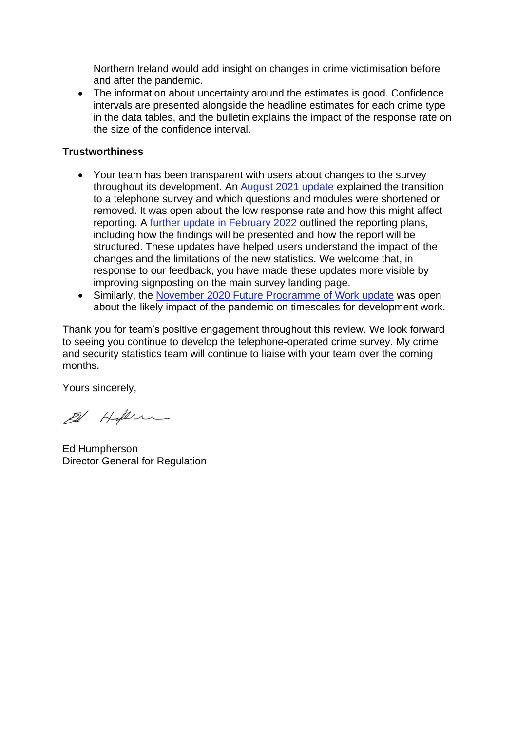Northern Ireland would add insight on changes in crime victimisation before and after the pandemic.

- The information about uncertainty around the estimates is good. Confidence intervals are presented alongside the headline estimates for each crime type in the data tables, and the bulletin explains the impact of the response rate on the size of the confidence interval.

**Trustworthiness**

- Your team has been transparent with users about changes to the survey throughout its development. An August 2021 update explained the transition to a telephone survey and which questions and modules were shortened or removed. It was open about the low response rate and how this might affect reporting. A further update in February 2022 outlined the reporting plans, including how the findings will be presented and how the report will be structured. These updates have helped users understand the impact of the changes and the limitations of the new statistics. We welcome that, in response to our feedback, you have made these updates more visible by improving signposting on the main survey landing page.
- Similarly, the November 2020 Future Programme of Work update was open about the likely impact of the pandemic on timescales for development work.

Thank you for team's positive engagement throughout this review. We look forward to seeing you continue to develop the telephone-operated crime survey. My crime and security statistics team will continue to liaise with your team over the coming months.

Yours sincerely,

Ed Humpherson
Director General for Regulation